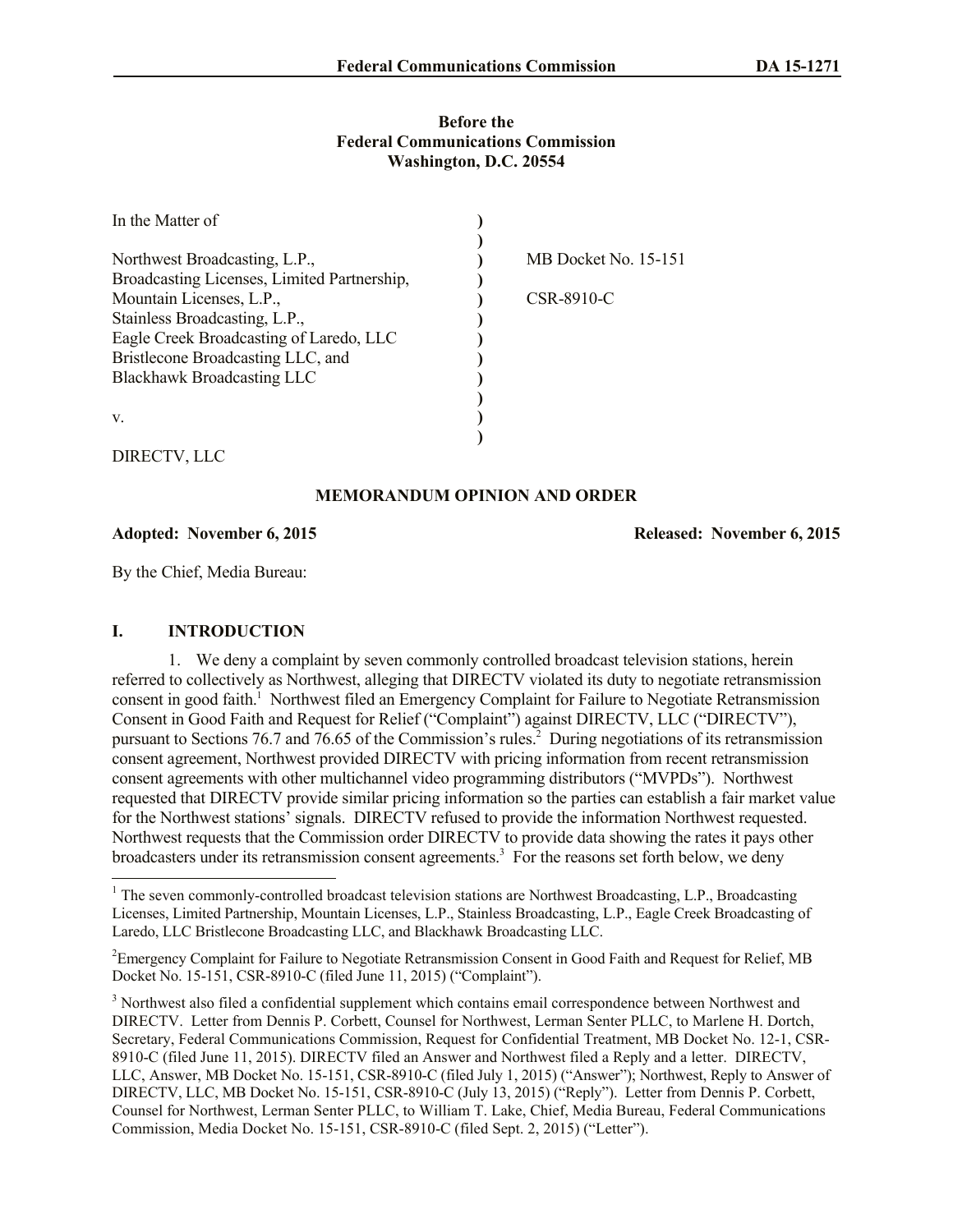Before the
Federal Communications Commission
Washington, D.C. 20554

| | | |
|---|---|---|
| In the Matter of | ) | |
| | ) | |
| Northwest Broadcasting, L.P., | ) | MB Docket No. 15-151 |
| Broadcasting Licenses, Limited Partnership, | ) | |
| Mountain Licenses, L.P., | ) | CSR-8910-C |
| Stainless Broadcasting, L.P., | ) | |
| Eagle Creek Broadcasting of Laredo, LLC | ) | |
| Bristlecone Broadcasting LLC, and | ) | |
| Blackhawk Broadcasting LLC | ) | |
| | ) | |
| v. | ) | |
| | ) | |
| DIRECTV, LLC | | |

## MEMORANDUM OPINION AND ORDER

**Adopted: November 6, 2015** **Released: November 6, 2015**

By the Chief, Media Bureau:

## I. INTRODUCTION

1. We deny a complaint by seven commonly controlled broadcast television stations, herein referred to collectively as Northwest, alleging that DIRECTV violated its duty to negotiate retransmission consent in good faith.[1] Northwest filed an Emergency Complaint for Failure to Negotiate Retransmission Consent in Good Faith and Request for Relief ("Complaint") against DIRECTV, LLC ("DIRECTV"), pursuant to Sections 76.7 and 76.65 of the Commission's rules.[2] During negotiations of its retransmission consent agreement, Northwest provided DIRECTV with pricing information from recent retransmission consent agreements with other multichannel video programming distributors ("MVPDs"). Northwest requested that DIRECTV provide similar pricing information so the parties can establish a fair market value for the Northwest stations' signals. DIRECTV refused to provide the information Northwest requested. Northwest requests that the Commission order DIRECTV to provide data showing the rates it pays other broadcasters under its retransmission consent agreements.[3] For the reasons set forth below, we deny

[1] The seven commonly-controlled broadcast television stations are Northwest Broadcasting, L.P., Broadcasting Licenses, Limited Partnership, Mountain Licenses, L.P., Stainless Broadcasting, L.P., Eagle Creek Broadcasting of Laredo, LLC Bristlecone Broadcasting LLC, and Blackhawk Broadcasting LLC.

[2] Emergency Complaint for Failure to Negotiate Retransmission Consent in Good Faith and Request for Relief, MB Docket No. 15-151, CSR-8910-C (filed June 11, 2015) ("Complaint").

[3] Northwest also filed a confidential supplement which contains email correspondence between Northwest and DIRECTV. Letter from Dennis P. Corbett, Counsel for Northwest, Lerman Senter PLLC, to Marlene H. Dortch, Secretary, Federal Communications Commission, Request for Confidential Treatment, MB Docket No. 12-1, CSR-8910-C (filed June 11, 2015). DIRECTV filed an Answer and Northwest filed a Reply and a letter. DIRECTV, LLC, Answer, MB Docket No. 15-151, CSR-8910-C (filed July 1, 2015) ("Answer"); Northwest, Reply to Answer of DIRECTV, LLC, MB Docket No. 15-151, CSR-8910-C (July 13, 2015) ("Reply"). Letter from Dennis P. Corbett, Counsel for Northwest, Lerman Senter PLLC, to William T. Lake, Chief, Media Bureau, Federal Communications Commission, Media Docket No. 15-151, CSR-8910-C (filed Sept. 2, 2015) ("Letter").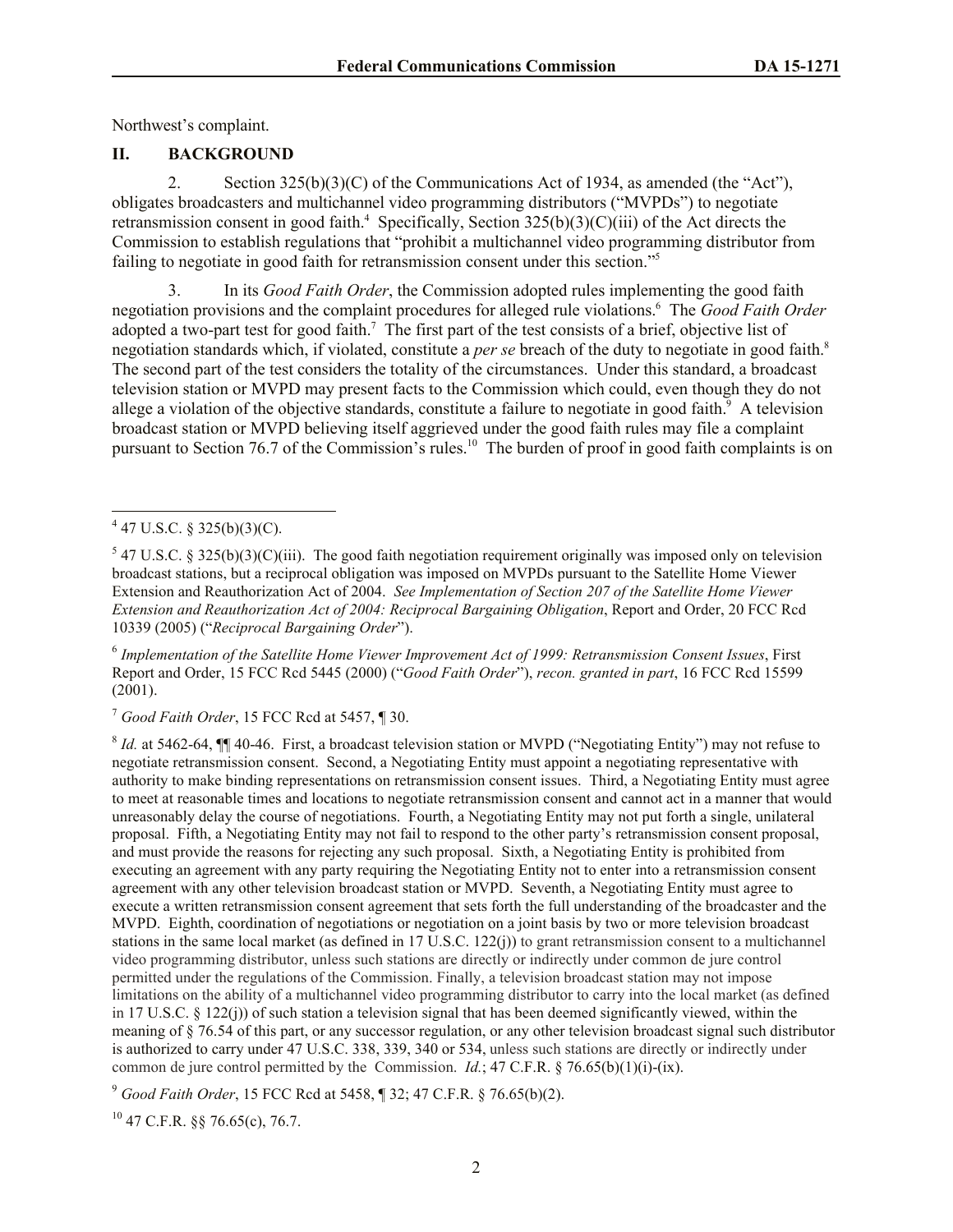Northwest's complaint.

## II. BACKGROUND

2. Section 325(b)(3)(C) of the Communications Act of 1934, as amended (the "Act"), obligates broadcasters and multichannel video programming distributors ("MVPDs") to negotiate retransmission consent in good faith.[4] Specifically, Section 325(b)(3)(C)(iii) of the Act directs the Commission to establish regulations that "prohibit a multichannel video programming distributor from failing to negotiate in good faith for retransmission consent under this section."[5]

3. In its *Good Faith Order*, the Commission adopted rules implementing the good faith negotiation provisions and the complaint procedures for alleged rule violations.[6] The *Good Faith Order* adopted a two-part test for good faith.[7] The first part of the test consists of a brief, objective list of negotiation standards which, if violated, constitute a *per se* breach of the duty to negotiate in good faith.[8] The second part of the test considers the totality of the circumstances. Under this standard, a broadcast television station or MVPD may present facts to the Commission which could, even though they do not allege a violation of the objective standards, constitute a failure to negotiate in good faith.[9] A television broadcast station or MVPD believing itself aggrieved under the good faith rules may file a complaint pursuant to Section 76.7 of the Commission's rules.[10] The burden of proof in good faith complaints is on

---

[4] 47 U.S.C. § 325(b)(3)(C).

[5] 47 U.S.C. § 325(b)(3)(C)(iii). The good faith negotiation requirement originally was imposed only on television broadcast stations, but a reciprocal obligation was imposed on MVPDs pursuant to the Satellite Home Viewer Extension and Reauthorization Act of 2004. *See Implementation of Section 207 of the Satellite Home Viewer Extension and Reauthorization Act of 2004: Reciprocal Bargaining Obligation*, Report and Order, 20 FCC Rcd 10339 (2005) ("*Reciprocal Bargaining Order*").

[6] *Implementation of the Satellite Home Viewer Improvement Act of 1999: Retransmission Consent Issues*, First Report and Order, 15 FCC Rcd 5445 (2000) ("*Good Faith Order*"), *recon. granted in part*, 16 FCC Rcd 15599 (2001).

[7] *Good Faith Order*, 15 FCC Rcd at 5457, ¶ 30.

[8] *Id.* at 5462-64, ¶¶ 40-46. First, a broadcast television station or MVPD ("Negotiating Entity") may not refuse to negotiate retransmission consent. Second, a Negotiating Entity must appoint a negotiating representative with authority to make binding representations on retransmission consent issues. Third, a Negotiating Entity must agree to meet at reasonable times and locations to negotiate retransmission consent and cannot act in a manner that would unreasonably delay the course of negotiations. Fourth, a Negotiating Entity may not put forth a single, unilateral proposal. Fifth, a Negotiating Entity may not fail to respond to the other party's retransmission consent proposal, and must provide the reasons for rejecting any such proposal. Sixth, a Negotiating Entity is prohibited from executing an agreement with any party requiring the Negotiating Entity not to enter into a retransmission consent agreement with any other television broadcast station or MVPD. Seventh, a Negotiating Entity must agree to execute a written retransmission consent agreement that sets forth the full understanding of the broadcaster and the MVPD. Eighth, coordination of negotiations or negotiation on a joint basis by two or more television broadcast stations in the same local market (as defined in 17 U.S.C. 122(j)) to grant retransmission consent to a multichannel video programming distributor, unless such stations are directly or indirectly under common de jure control permitted under the regulations of the Commission. Finally, a television broadcast station may not impose limitations on the ability of a multichannel video programming distributor to carry into the local market (as defined in 17 U.S.C. § 122(j)) of such station a television signal that has been deemed significantly viewed, within the meaning of § 76.54 of this part, or any successor regulation, or any other television broadcast signal such distributor is authorized to carry under 47 U.S.C. 338, 339, 340 or 534, unless such stations are directly or indirectly under common de jure control permitted by the Commission. *Id.*; 47 C.F.R. § 76.65(b)(1)(i)-(ix).

[9] *Good Faith Order*, 15 FCC Rcd at 5458, ¶ 32; 47 C.F.R. § 76.65(b)(2).

[10] 47 C.F.R. §§ 76.65(c), 76.7.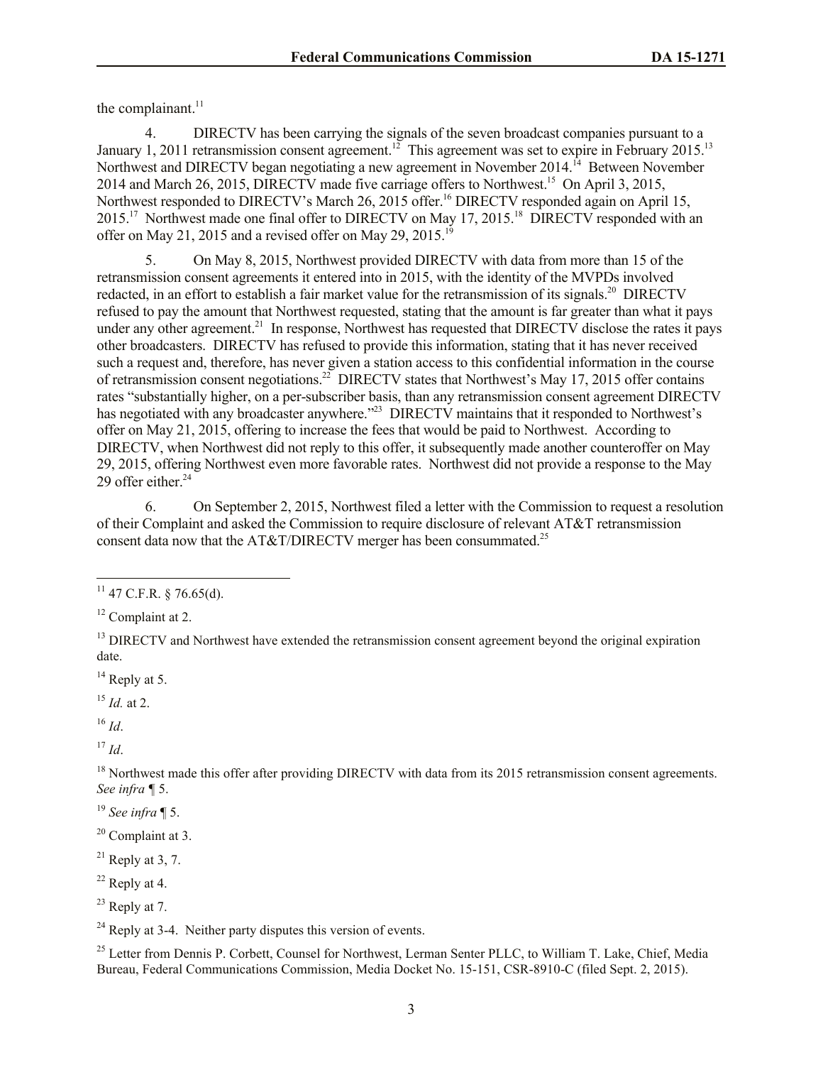the complainant.[11]

4. DIRECTV has been carrying the signals of the seven broadcast companies pursuant to a January 1, 2011 retransmission consent agreement.[12] This agreement was set to expire in February 2015.[13] Northwest and DIRECTV began negotiating a new agreement in November 2014.[14] Between November 2014 and March 26, 2015, DIRECTV made five carriage offers to Northwest.[15] On April 3, 2015, Northwest responded to DIRECTV's March 26, 2015 offer.[16] DIRECTV responded again on April 15, 2015.[17] Northwest made one final offer to DIRECTV on May 17, 2015.[18] DIRECTV responded with an offer on May 21, 2015 and a revised offer on May 29, 2015.[19]

5. On May 8, 2015, Northwest provided DIRECTV with data from more than 15 of the retransmission consent agreements it entered into in 2015, with the identity of the MVPDs involved redacted, in an effort to establish a fair market value for the retransmission of its signals.[20] DIRECTV refused to pay the amount that Northwest requested, stating that the amount is far greater than what it pays under any other agreement.[21] In response, Northwest has requested that DIRECTV disclose the rates it pays other broadcasters. DIRECTV has refused to provide this information, stating that it has never received such a request and, therefore, has never given a station access to this confidential information in the course of retransmission consent negotiations.[22] DIRECTV states that Northwest's May 17, 2015 offer contains rates "substantially higher, on a per-subscriber basis, than any retransmission consent agreement DIRECTV has negotiated with any broadcaster anywhere."[23] DIRECTV maintains that it responded to Northwest's offer on May 21, 2015, offering to increase the fees that would be paid to Northwest. According to DIRECTV, when Northwest did not reply to this offer, it subsequently made another counteroffer on May 29, 2015, offering Northwest even more favorable rates. Northwest did not provide a response to the May 29 offer either.[24]

6. On September 2, 2015, Northwest filed a letter with the Commission to request a resolution of their Complaint and asked the Commission to require disclosure of relevant AT&T retransmission consent data now that the AT&T/DIRECTV merger has been consummated.[25]

---

[11] 47 C.F.R. § 76.65(d).

[12] Complaint at 2.

[13] DIRECTV and Northwest have extended the retransmission consent agreement beyond the original expiration date.

[14] Reply at 5.

[15] *Id.* at 2.

[16] *Id*.

[17] *Id*.

[18] Northwest made this offer after providing DIRECTV with data from its 2015 retransmission consent agreements. *See infra* ¶ 5.

[19] *See infra* ¶ 5.

[20] Complaint at 3.

[21] Reply at 3, 7.

[22] Reply at 4.

[23] Reply at 7.

[24] Reply at 3-4. Neither party disputes this version of events.

[25] Letter from Dennis P. Corbett, Counsel for Northwest, Lerman Senter PLLC, to William T. Lake, Chief, Media Bureau, Federal Communications Commission, Media Docket No. 15-151, CSR-8910-C (filed Sept. 2, 2015).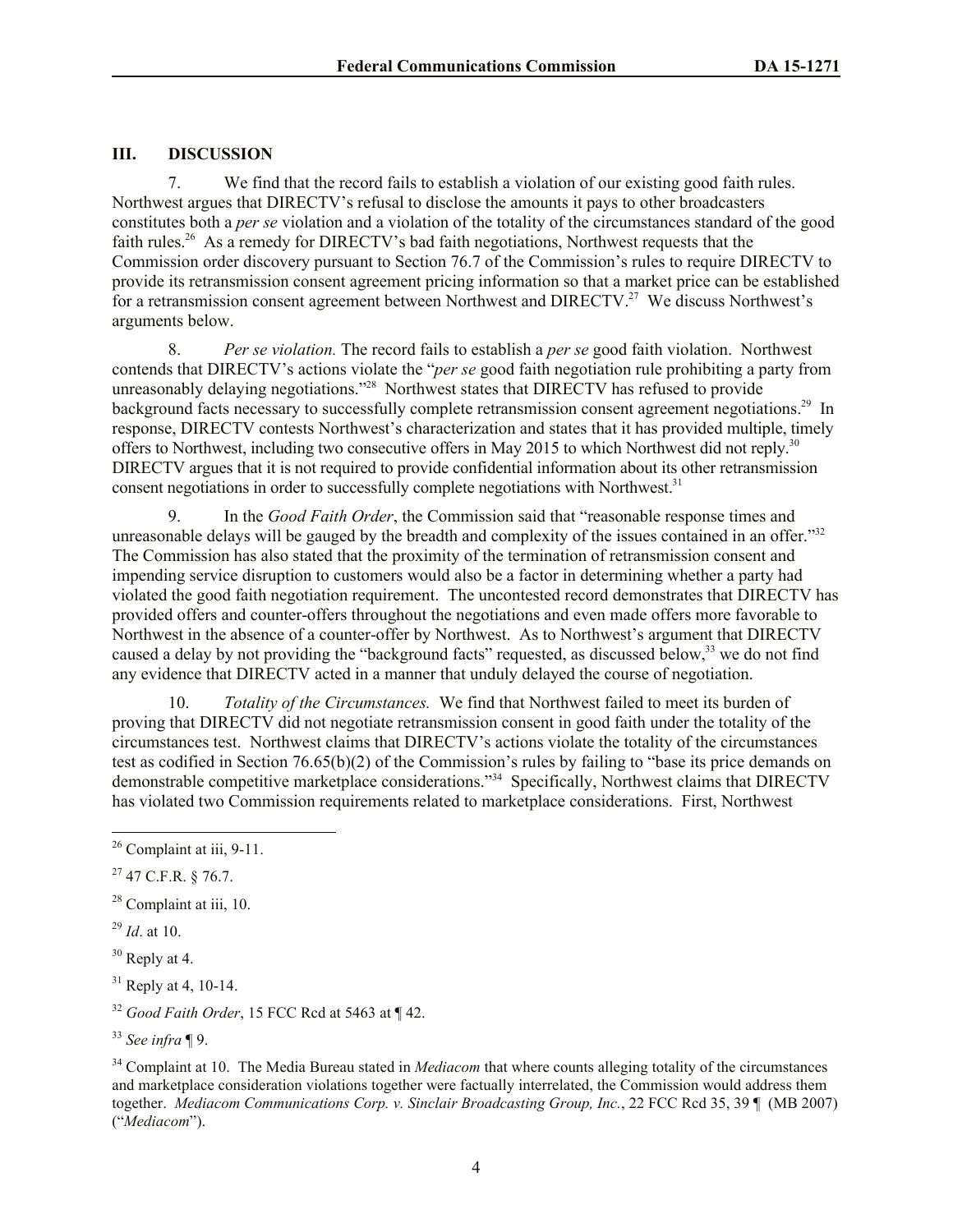## III. DISCUSSION

7. We find that the record fails to establish a violation of our existing good faith rules. Northwest argues that DIRECTV's refusal to disclose the amounts it pays to other broadcasters constitutes both a *per se* violation and a violation of the totality of the circumstances standard of the good faith rules.[26] As a remedy for DIRECTV's bad faith negotiations, Northwest requests that the Commission order discovery pursuant to Section 76.7 of the Commission's rules to require DIRECTV to provide its retransmission consent agreement pricing information so that a market price can be established for a retransmission consent agreement between Northwest and DIRECTV.[27] We discuss Northwest's arguments below.

8. *Per se violation.* The record fails to establish a *per se* good faith violation. Northwest contends that DIRECTV's actions violate the "*per se* good faith negotiation rule prohibiting a party from unreasonably delaying negotiations."[28] Northwest states that DIRECTV has refused to provide background facts necessary to successfully complete retransmission consent agreement negotiations.[29] In response, DIRECTV contests Northwest's characterization and states that it has provided multiple, timely offers to Northwest, including two consecutive offers in May 2015 to which Northwest did not reply.[30] DIRECTV argues that it is not required to provide confidential information about its other retransmission consent negotiations in order to successfully complete negotiations with Northwest.[31]

9. In the *Good Faith Order*, the Commission said that "reasonable response times and unreasonable delays will be gauged by the breadth and complexity of the issues contained in an offer."[32] The Commission has also stated that the proximity of the termination of retransmission consent and impending service disruption to customers would also be a factor in determining whether a party had violated the good faith negotiation requirement. The uncontested record demonstrates that DIRECTV has provided offers and counter-offers throughout the negotiations and even made offers more favorable to Northwest in the absence of a counter-offer by Northwest. As to Northwest's argument that DIRECTV caused a delay by not providing the "background facts" requested, as discussed below,[33] we do not find any evidence that DIRECTV acted in a manner that unduly delayed the course of negotiation.

10. *Totality of the Circumstances.* We find that Northwest failed to meet its burden of proving that DIRECTV did not negotiate retransmission consent in good faith under the totality of the circumstances test. Northwest claims that DIRECTV's actions violate the totality of the circumstances test as codified in Section 76.65(b)(2) of the Commission's rules by failing to "base its price demands on demonstrable competitive marketplace considerations."[34] Specifically, Northwest claims that DIRECTV has violated two Commission requirements related to marketplace considerations. First, Northwest

---

[26] Complaint at iii, 9-11.

[27] 47 C.F.R. § 76.7.

[28] Complaint at iii, 10.

[29] *Id*. at 10.

[30] Reply at 4.

[31] Reply at 4, 10-14.

[32] *Good Faith Order*, 15 FCC Rcd at 5463 at ¶ 42.

[33] *See infra* ¶ 9.

[34] Complaint at 10. The Media Bureau stated in *Mediacom* that where counts alleging totality of the circumstances and marketplace consideration violations together were factually interrelated, the Commission would address them together. *Mediacom Communications Corp. v. Sinclair Broadcasting Group, Inc.*, 22 FCC Rcd 35, 39 ¶ (MB 2007) ("*Mediacom*").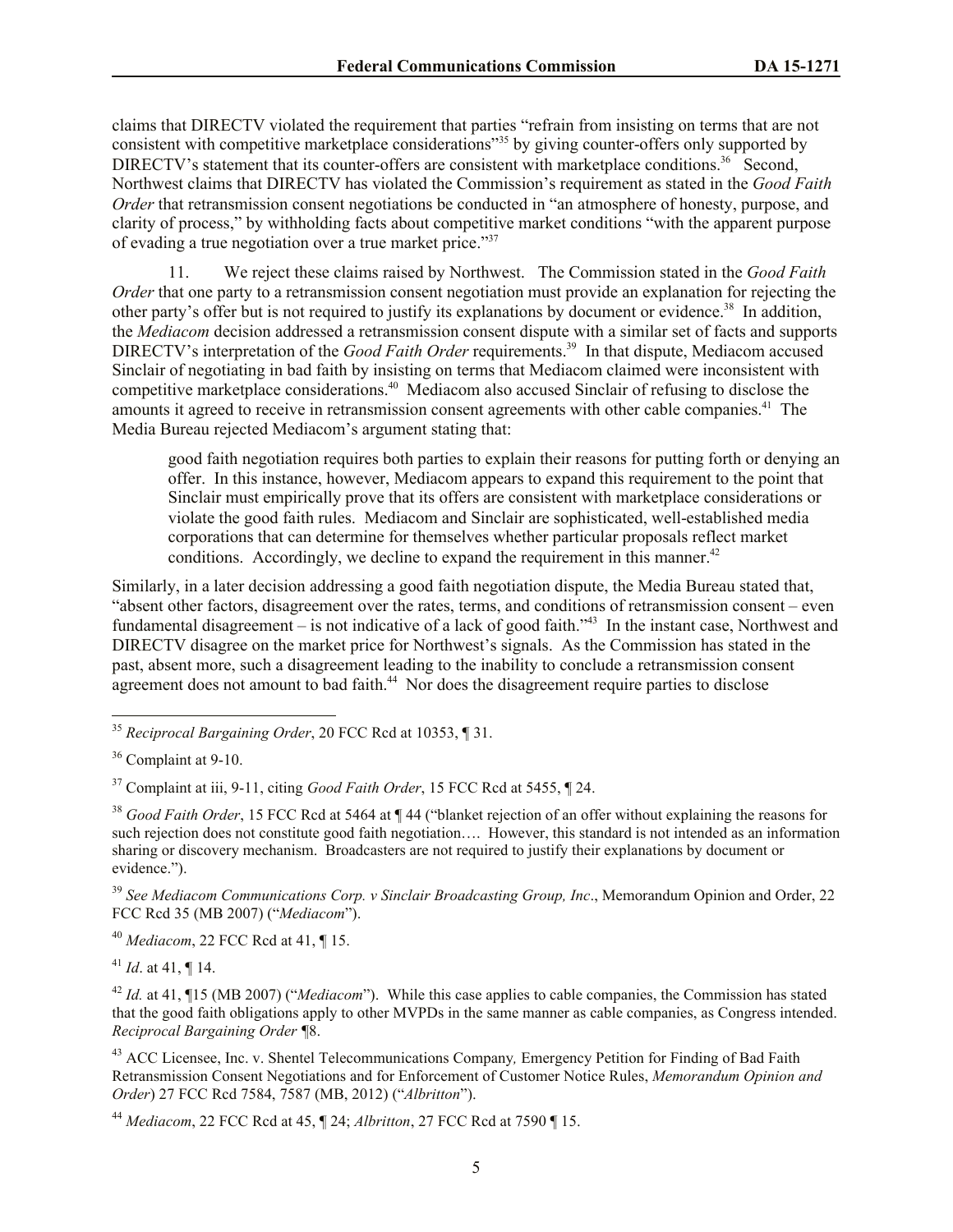claims that DIRECTV violated the requirement that parties "refrain from insisting on terms that are not consistent with competitive marketplace considerations"[35] by giving counter-offers only supported by DIRECTV's statement that its counter-offers are consistent with marketplace conditions.[36] Second, Northwest claims that DIRECTV has violated the Commission's requirement as stated in the *Good Faith Order* that retransmission consent negotiations be conducted in "an atmosphere of honesty, purpose, and clarity of process," by withholding facts about competitive market conditions "with the apparent purpose of evading a true negotiation over a true market price."[37]

11. We reject these claims raised by Northwest. The Commission stated in the *Good Faith Order* that one party to a retransmission consent negotiation must provide an explanation for rejecting the other party's offer but is not required to justify its explanations by document or evidence.[38] In addition, the *Mediacom* decision addressed a retransmission consent dispute with a similar set of facts and supports DIRECTV's interpretation of the *Good Faith Order* requirements.[39] In that dispute, Mediacom accused Sinclair of negotiating in bad faith by insisting on terms that Mediacom claimed were inconsistent with competitive marketplace considerations.[40] Mediacom also accused Sinclair of refusing to disclose the amounts it agreed to receive in retransmission consent agreements with other cable companies.[41] The Media Bureau rejected Mediacom's argument stating that:

> good faith negotiation requires both parties to explain their reasons for putting forth or denying an offer. In this instance, however, Mediacom appears to expand this requirement to the point that Sinclair must empirically prove that its offers are consistent with marketplace considerations or violate the good faith rules. Mediacom and Sinclair are sophisticated, well-established media corporations that can determine for themselves whether particular proposals reflect market conditions. Accordingly, we decline to expand the requirement in this manner.[42]

Similarly, in a later decision addressing a good faith negotiation dispute, the Media Bureau stated that, "absent other factors, disagreement over the rates, terms, and conditions of retransmission consent – even fundamental disagreement – is not indicative of a lack of good faith."[43] In the instant case, Northwest and DIRECTV disagree on the market price for Northwest's signals. As the Commission has stated in the past, absent more, such a disagreement leading to the inability to conclude a retransmission consent agreement does not amount to bad faith.[44] Nor does the disagreement require parties to disclose

---

[35] *Reciprocal Bargaining Order*, 20 FCC Rcd at 10353, ¶ 31.

[36] Complaint at 9-10.

[37] Complaint at iii, 9-11, citing *Good Faith Order*, 15 FCC Rcd at 5455, ¶ 24.

[38] *Good Faith Order*, 15 FCC Rcd at 5464 at ¶ 44 ("blanket rejection of an offer without explaining the reasons for such rejection does not constitute good faith negotiation…. However, this standard is not intended as an information sharing or discovery mechanism. Broadcasters are not required to justify their explanations by document or evidence.").

[39] *See Mediacom Communications Corp. v Sinclair Broadcasting Group, Inc*., Memorandum Opinion and Order, 22 FCC Rcd 35 (MB 2007) ("*Mediacom*").

[40] *Mediacom*, 22 FCC Rcd at 41, ¶ 15.

[41] *Id*. at 41, ¶ 14.

[42] *Id.* at 41, ¶15 (MB 2007) ("*Mediacom*"). While this case applies to cable companies, the Commission has stated that the good faith obligations apply to other MVPDs in the same manner as cable companies, as Congress intended. *Reciprocal Bargaining Order* ¶8.

[43] ACC Licensee, Inc. v. Shentel Telecommunications Company*,* Emergency Petition for Finding of Bad Faith Retransmission Consent Negotiations and for Enforcement of Customer Notice Rules, *Memorandum Opinion and Order*) 27 FCC Rcd 7584, 7587 (MB, 2012) ("*Albritton*").

[44] *Mediacom*, 22 FCC Rcd at 45, ¶ 24; *Albritton*, 27 FCC Rcd at 7590 ¶ 15.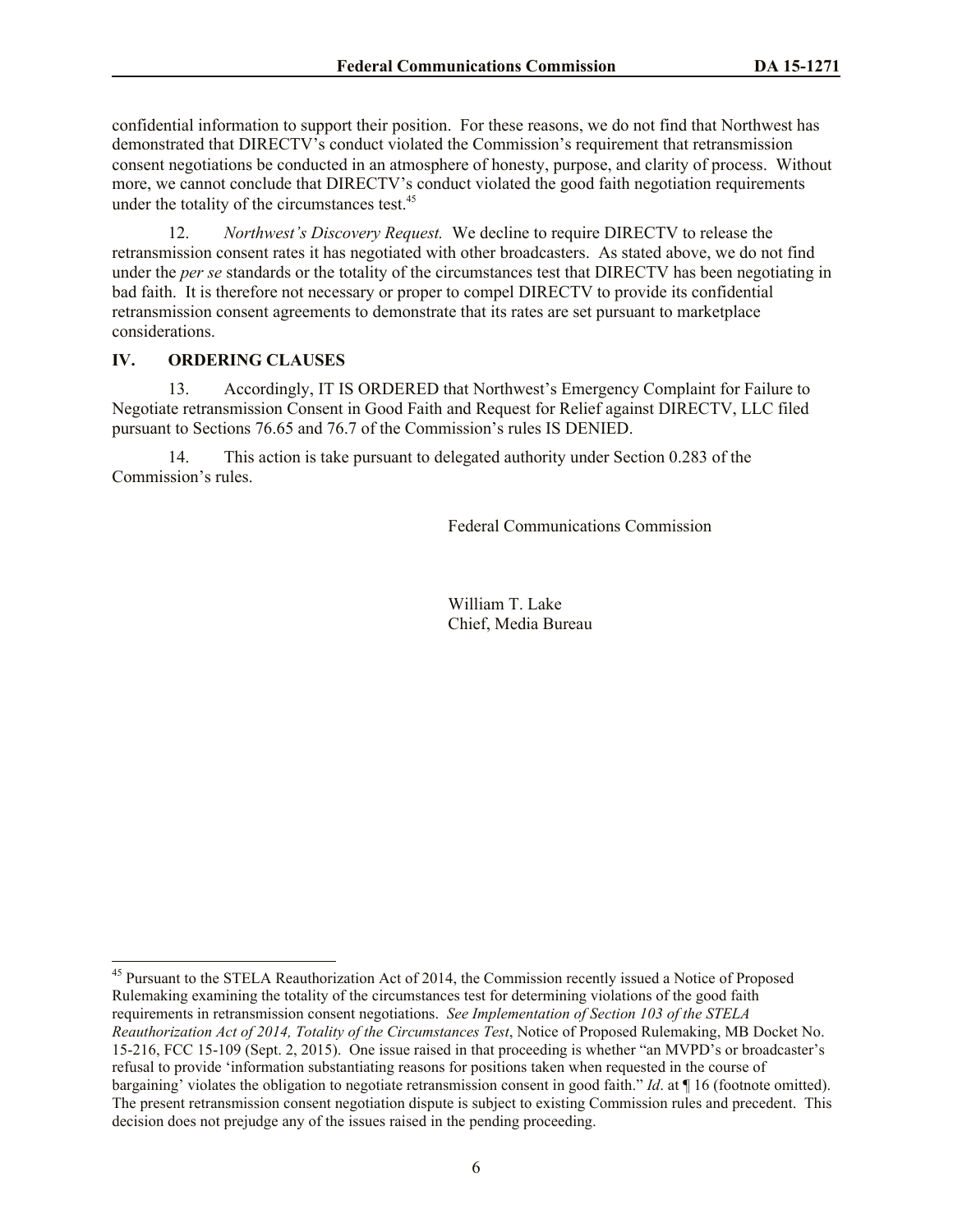confidential information to support their position. For these reasons, we do not find that Northwest has demonstrated that DIRECTV's conduct violated the Commission's requirement that retransmission consent negotiations be conducted in an atmosphere of honesty, purpose, and clarity of process. Without more, we cannot conclude that DIRECTV's conduct violated the good faith negotiation requirements under the totality of the circumstances test.[45]

12. *Northwest's Discovery Request.* We decline to require DIRECTV to release the retransmission consent rates it has negotiated with other broadcasters. As stated above, we do not find under the *per se* standards or the totality of the circumstances test that DIRECTV has been negotiating in bad faith. It is therefore not necessary or proper to compel DIRECTV to provide its confidential retransmission consent agreements to demonstrate that its rates are set pursuant to marketplace considerations.

## IV. ORDERING CLAUSES

13. Accordingly, IT IS ORDERED that Northwest's Emergency Complaint for Failure to Negotiate retransmission Consent in Good Faith and Request for Relief against DIRECTV, LLC filed pursuant to Sections 76.65 and 76.7 of the Commission's rules IS DENIED.

14. This action is take pursuant to delegated authority under Section 0.283 of the Commission's rules.

Federal Communications Commission

William T. Lake
Chief, Media Bureau

---

[45] Pursuant to the STELA Reauthorization Act of 2014, the Commission recently issued a Notice of Proposed Rulemaking examining the totality of the circumstances test for determining violations of the good faith requirements in retransmission consent negotiations. *See Implementation of Section 103 of the STELA Reauthorization Act of 2014, Totality of the Circumstances Test*, Notice of Proposed Rulemaking, MB Docket No. 15-216, FCC 15-109 (Sept. 2, 2015). One issue raised in that proceeding is whether "an MVPD's or broadcaster's refusal to provide 'information substantiating reasons for positions taken when requested in the course of bargaining' violates the obligation to negotiate retransmission consent in good faith." *Id*. at ¶ 16 (footnote omitted). The present retransmission consent negotiation dispute is subject to existing Commission rules and precedent. This decision does not prejudge any of the issues raised in the pending proceeding.